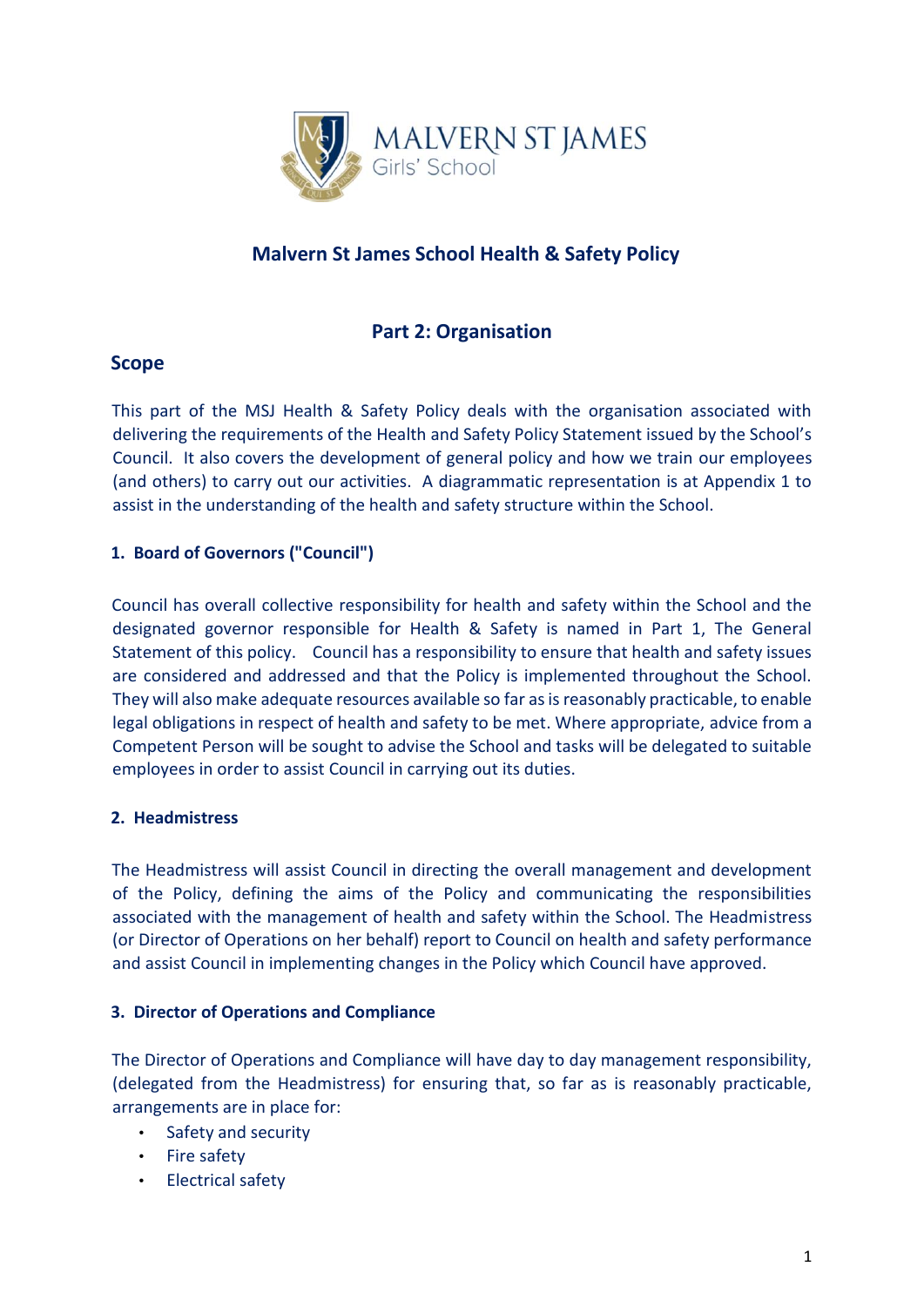# Malvern St James School Health & Safety Policy

## Part 2: Organisation

### Scope

This part of the MSJ Health & Safety Policy deals with the organisation associated with delivering the requirements of the Health and Safety Policy Statement issued by the School's Council. It also covers the development of general policy and how we train our employees (and others) to carry out our activities. A diagrammatic representation is at Appendix 1 to assist in the understanding of the health and safety structure within the School.

#### 1. Board of Governors ("Council")

Council has overall collective responsibility for health and safety within the School and the designated governor responsible for Health & Safety is named in Part 1, The General Statement of this policy. Council has a responsibility to ensure that health and safety issues are considered and addressed and that the Policy is implemented throughout the School. They will also make adequate resources available so far as is reasonably practicable, to enable legal obligations in respect of health and safety to be met. Where appropriate, advice from a Competent Person will be sought to advise the School and tasks will be delegated to suitable employees in order to assist Council in carrying out its duties.

#### 2. Headmistress

The Headmistress will assist Council in directing the overall management and development of the Policy, defining the aims of the Policy and communicating the responsibilities associated with the management of health and safety within the School. The Headmistress (or Director of Operations on her behalf) report to Council on health and safety performance and assist Council in implementing changes in the Policy which Council have approved.

#### 3. Director of Operations and Compliance

The Director of Operations and Compliance will have day to day management responsibility, (delegated from the Headmistress) for ensuring that, so far as is reasonably practicable, arrangements are in place for:

- Safety and security
- Fire safety
- Electrical safety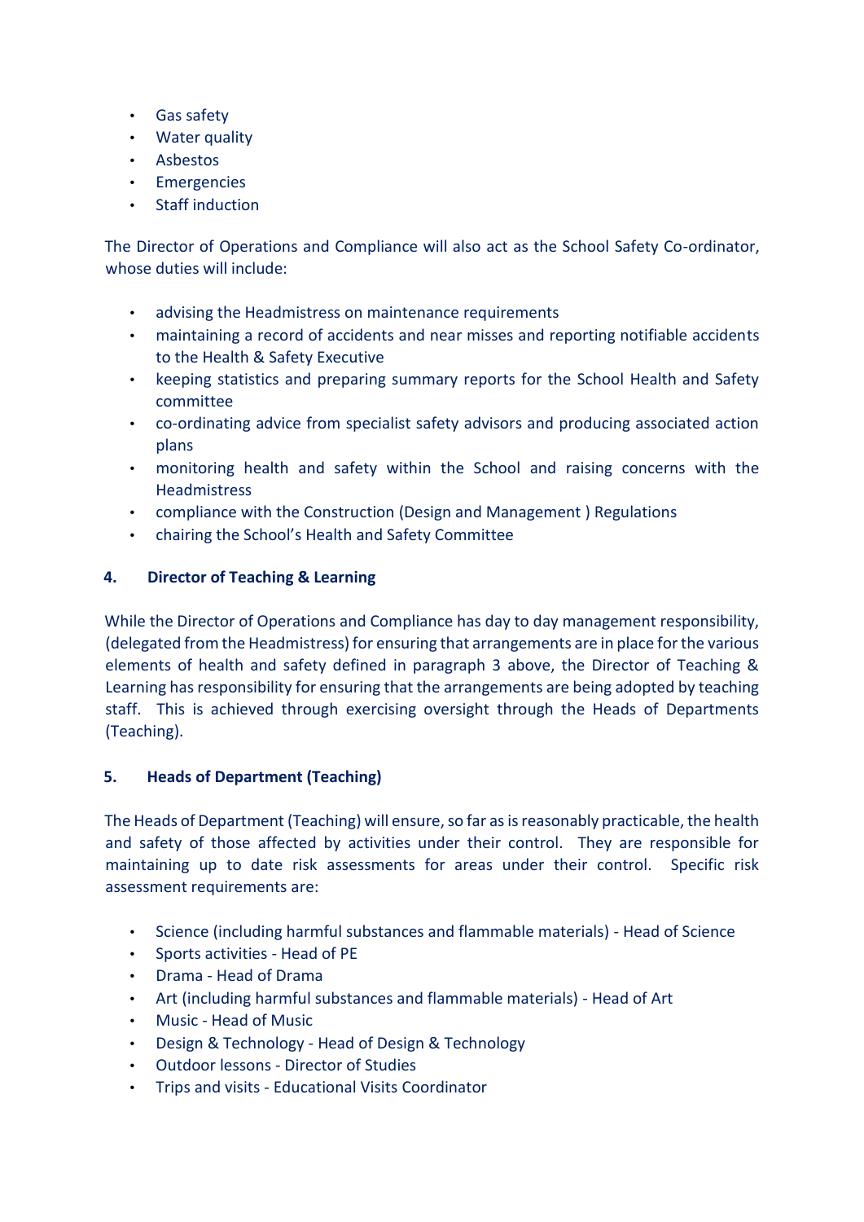- Gas safety
- Water quality
- Asbestos
- Emergencies
- Staff induction

The Director of Operations and Compliance will also act as the School Safety Co-ordinator, whose duties will include:

- advising the Headmistress on maintenance requirements
- maintaining a record of accidents and near misses and reporting notifiable accidents to the Health & Safety Executive
- keeping statistics and preparing summary reports for the School Health and Safety committee
- co-ordinating advice from specialist safety advisors and producing associated action plans
- monitoring health and safety within the School and raising concerns with the Headmistress
- compliance with the Construction (Design and Management ) Regulations
- chairing the School's Health and Safety Committee

## 4. Director of Teaching & Learning

While the Director of Operations and Compliance has day to day management responsibility, (delegated from the Headmistress) for ensuring that arrangements are in place for the various elements of health and safety defined in paragraph 3 above, the Director of Teaching & Learning has responsibility for ensuring that the arrangements are being adopted by teaching staff. This is achieved through exercising oversight through the Heads of Departments (Teaching).

## 5. Heads of Department (Teaching)

The Heads of Department (Teaching) will ensure, so far as is reasonably practicable, the health and safety of those affected by activities under their control. They are responsible for maintaining up to date risk assessments for areas under their control. Specific risk assessment requirements are:

- Science (including harmful substances and flammable materials) - Head of Science
- Sports activities - Head of PE
- Drama - Head of Drama
- Art (including harmful substances and flammable materials) - Head of Art
- Music - Head of Music
- Design & Technology - Head of Design & Technology
- Outdoor lessons - Director of Studies
- Trips and visits - Educational Visits Coordinator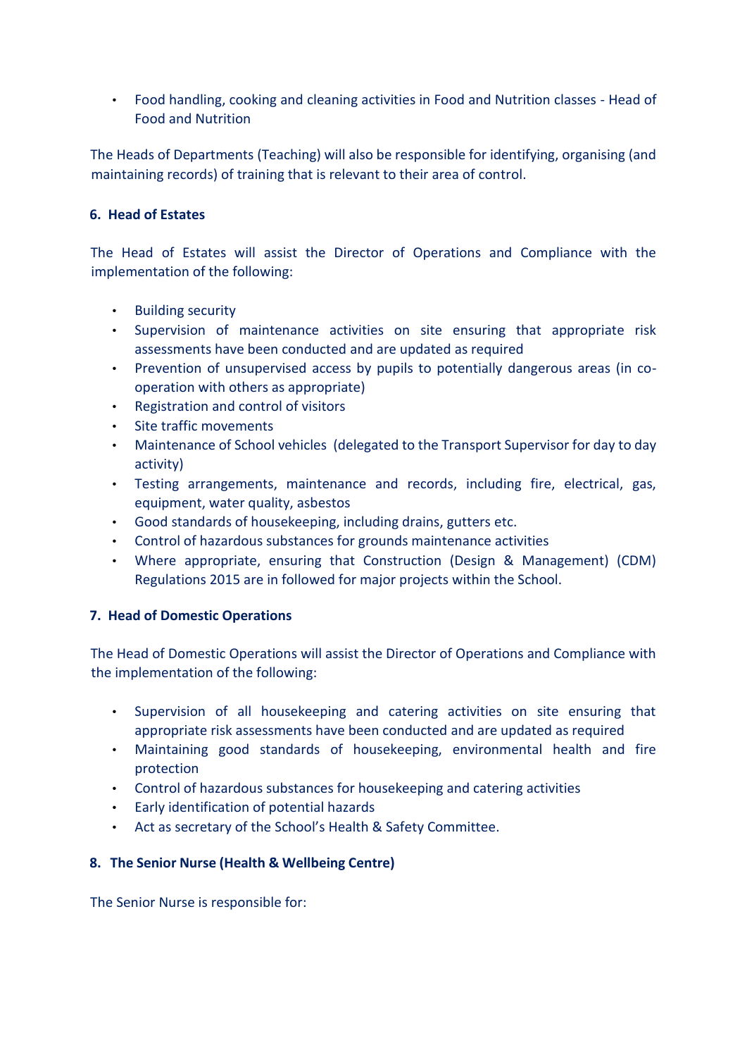- Food handling, cooking and cleaning activities in Food and Nutrition classes - Head of Food and Nutrition

The Heads of Departments (Teaching) will also be responsible for identifying, organising (and maintaining records) of training that is relevant to their area of control.

**6. Head of Estates**

The Head of Estates will assist the Director of Operations and Compliance with the implementation of the following:

- Building security
- Supervision of maintenance activities on site ensuring that appropriate risk assessments have been conducted and are updated as required
- Prevention of unsupervised access by pupils to potentially dangerous areas (in co-operation with others as appropriate)
- Registration and control of visitors
- Site traffic movements
- Maintenance of School vehicles (delegated to the Transport Supervisor for day to day activity)
- Testing arrangements, maintenance and records, including fire, electrical, gas, equipment, water quality, asbestos
- Good standards of housekeeping, including drains, gutters etc.
- Control of hazardous substances for grounds maintenance activities
- Where appropriate, ensuring that Construction (Design & Management) (CDM) Regulations 2015 are in followed for major projects within the School.

**7. Head of Domestic Operations**

The Head of Domestic Operations will assist the Director of Operations and Compliance with the implementation of the following:

- Supervision of all housekeeping and catering activities on site ensuring that appropriate risk assessments have been conducted and are updated as required
- Maintaining good standards of housekeeping, environmental health and fire protection
- Control of hazardous substances for housekeeping and catering activities
- Early identification of potential hazards
- Act as secretary of the School's Health & Safety Committee.

**8. The Senior Nurse (Health & Wellbeing Centre)**

The Senior Nurse is responsible for: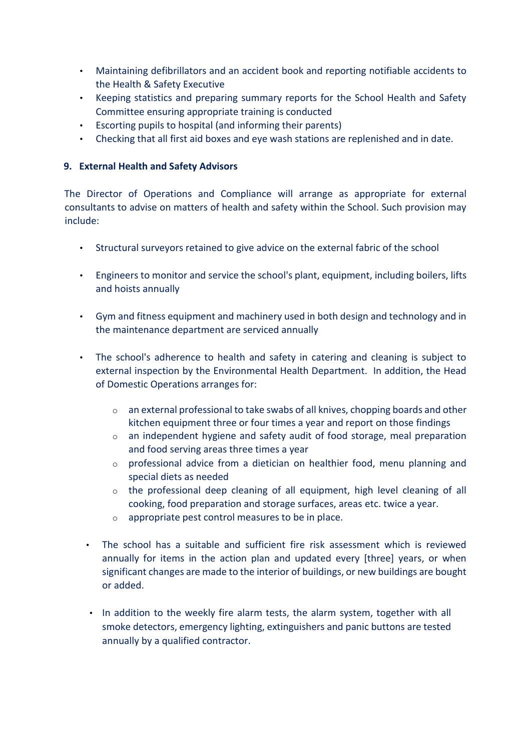- Maintaining defibrillators and an accident book and reporting notifiable accidents to the Health & Safety Executive
- Keeping statistics and preparing summary reports for the School Health and Safety Committee ensuring appropriate training is conducted
- Escorting pupils to hospital (and informing their parents)
- Checking that all first aid boxes and eye wash stations are replenished and in date.

### 9. External Health and Safety Advisors

The Director of Operations and Compliance will arrange as appropriate for external consultants to advise on matters of health and safety within the School. Such provision may include:

- Structural surveyors retained to give advice on the external fabric of the school
- Engineers to monitor and service the school's plant, equipment, including boilers, lifts and hoists annually
- Gym and fitness equipment and machinery used in both design and technology and in the maintenance department are serviced annually
- The school's adherence to health and safety in catering and cleaning is subject to external inspection by the Environmental Health Department. In addition, the Head of Domestic Operations arranges for:
    - an external professional to take swabs of all knives, chopping boards and other kitchen equipment three or four times a year and report on those findings
    - an independent hygiene and safety audit of food storage, meal preparation and food serving areas three times a year
    - professional advice from a dietician on healthier food, menu planning and special diets as needed
    - the professional deep cleaning of all equipment, high level cleaning of all cooking, food preparation and storage surfaces, areas etc. twice a year.
    - appropriate pest control measures to be in place.
- The school has a suitable and sufficient fire risk assessment which is reviewed annually for items in the action plan and updated every [three] years, or when significant changes are made to the interior of buildings, or new buildings are bought or added.
- In addition to the weekly fire alarm tests, the alarm system, together with all smoke detectors, emergency lighting, extinguishers and panic buttons are tested annually by a qualified contractor.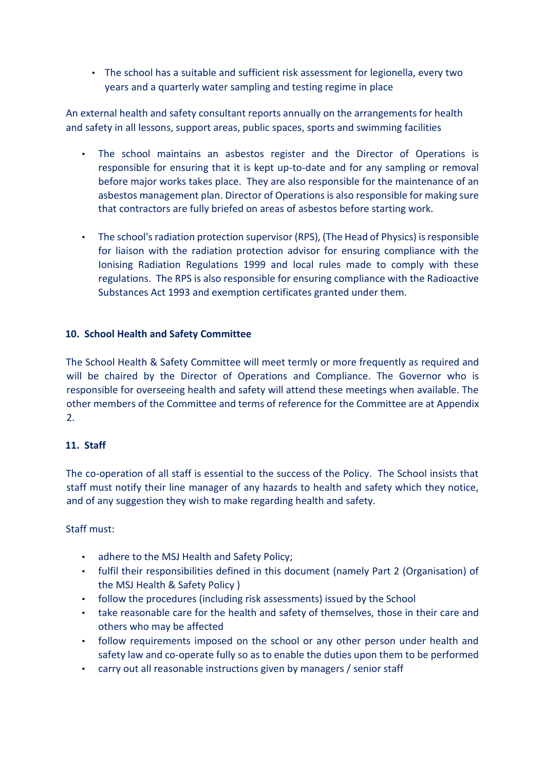- The school has a suitable and sufficient risk assessment for legionella, every two years and a quarterly water sampling and testing regime in place

An external health and safety consultant reports annually on the arrangements for health and safety in all lessons, support areas, public spaces, sports and swimming facilities

- The school maintains an asbestos register and the Director of Operations is responsible for ensuring that it is kept up-to-date and for any sampling or removal before major works takes place. They are also responsible for the maintenance of an asbestos management plan. Director of Operations is also responsible for making sure that contractors are fully briefed on areas of asbestos before starting work.

- The school's radiation protection supervisor (RPS), (The Head of Physics) is responsible for liaison with the radiation protection advisor for ensuring compliance with the Ionising Radiation Regulations 1999 and local rules made to comply with these regulations. The RPS is also responsible for ensuring compliance with the Radioactive Substances Act 1993 and exemption certificates granted under them.

### 10. School Health and Safety Committee

The School Health & Safety Committee will meet termly or more frequently as required and will be chaired by the Director of Operations and Compliance. The Governor who is responsible for overseeing health and safety will attend these meetings when available. The other members of the Committee and terms of reference for the Committee are at Appendix 2.

### 11. Staff

The co-operation of all staff is essential to the success of the Policy. The School insists that staff must notify their line manager of any hazards to health and safety which they notice, and of any suggestion they wish to make regarding health and safety.

Staff must:

- adhere to the MSJ Health and Safety Policy;
- fulfil their responsibilities defined in this document (namely Part 2 (Organisation) of the MSJ Health & Safety Policy )
- follow the procedures (including risk assessments) issued by the School
- take reasonable care for the health and safety of themselves, those in their care and others who may be affected
- follow requirements imposed on the school or any other person under health and safety law and co-operate fully so as to enable the duties upon them to be performed
- carry out all reasonable instructions given by managers / senior staff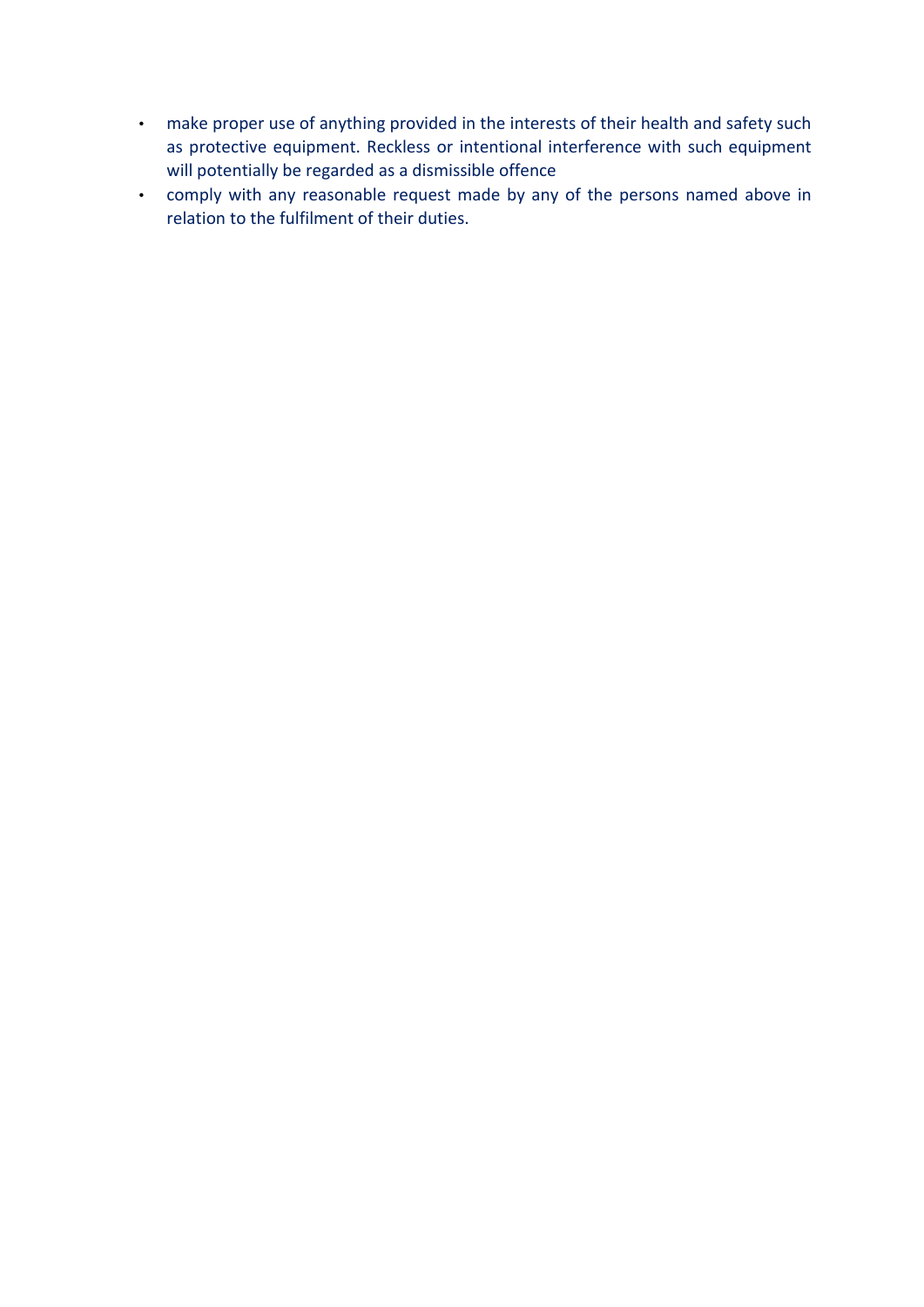- make proper use of anything provided in the interests of their health and safety such as protective equipment. Reckless or intentional interference with such equipment will potentially be regarded as a dismissible offence
- comply with any reasonable request made by any of the persons named above in relation to the fulfilment of their duties.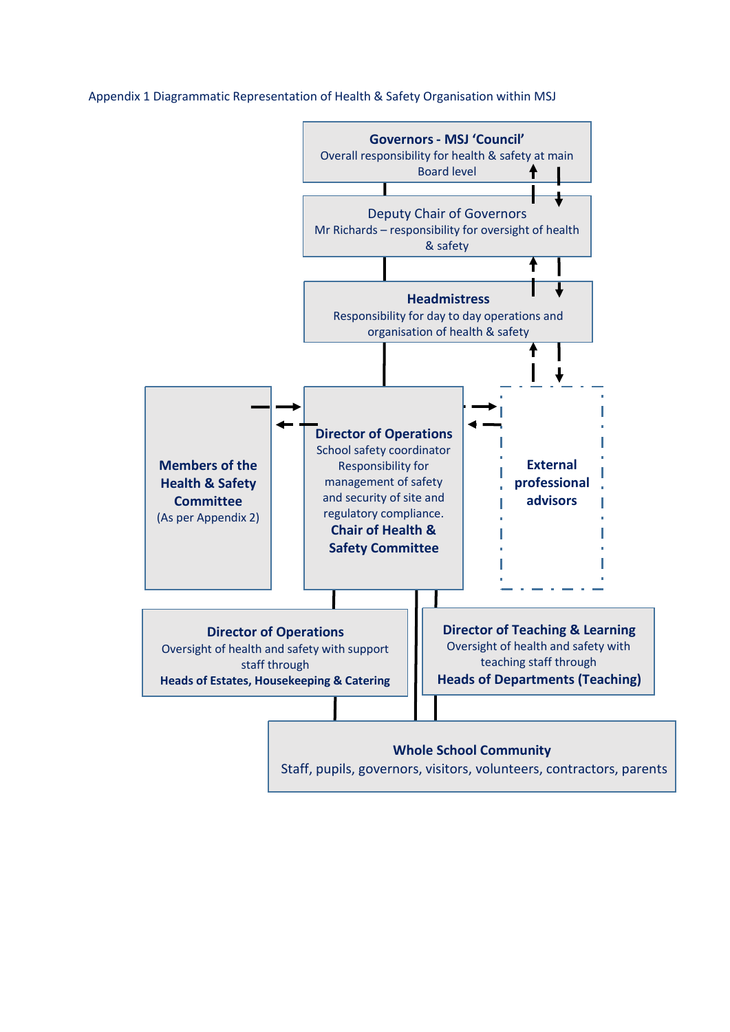Appendix 1 Diagrammatic Representation of Health & Safety Organisation within MSJ

**Governors - MSJ 'Council'**
Overall responsibility for health & safety at main Board level

Deputy Chair of Governors
Mr Richards – responsibility for oversight of health & safety

**Headmistress**
Responsibility for day to day operations and organisation of health & safety

**Members of the Health & Safety Committee**
(As per Appendix 2)

**Director of Operations**
School safety coordinator
Responsibility for management of safety and security of site and regulatory compliance.
**Chair of Health & Safety Committee**

**External professional advisors**

**Director of Operations**
Oversight of health and safety with support staff through
**Heads of Estates, Housekeeping & Catering**

**Director of Teaching & Learning**
Oversight of health and safety with teaching staff through
**Heads of Departments (Teaching)**

**Whole School Community**
Staff, pupils, governors, visitors, volunteers, contractors, parents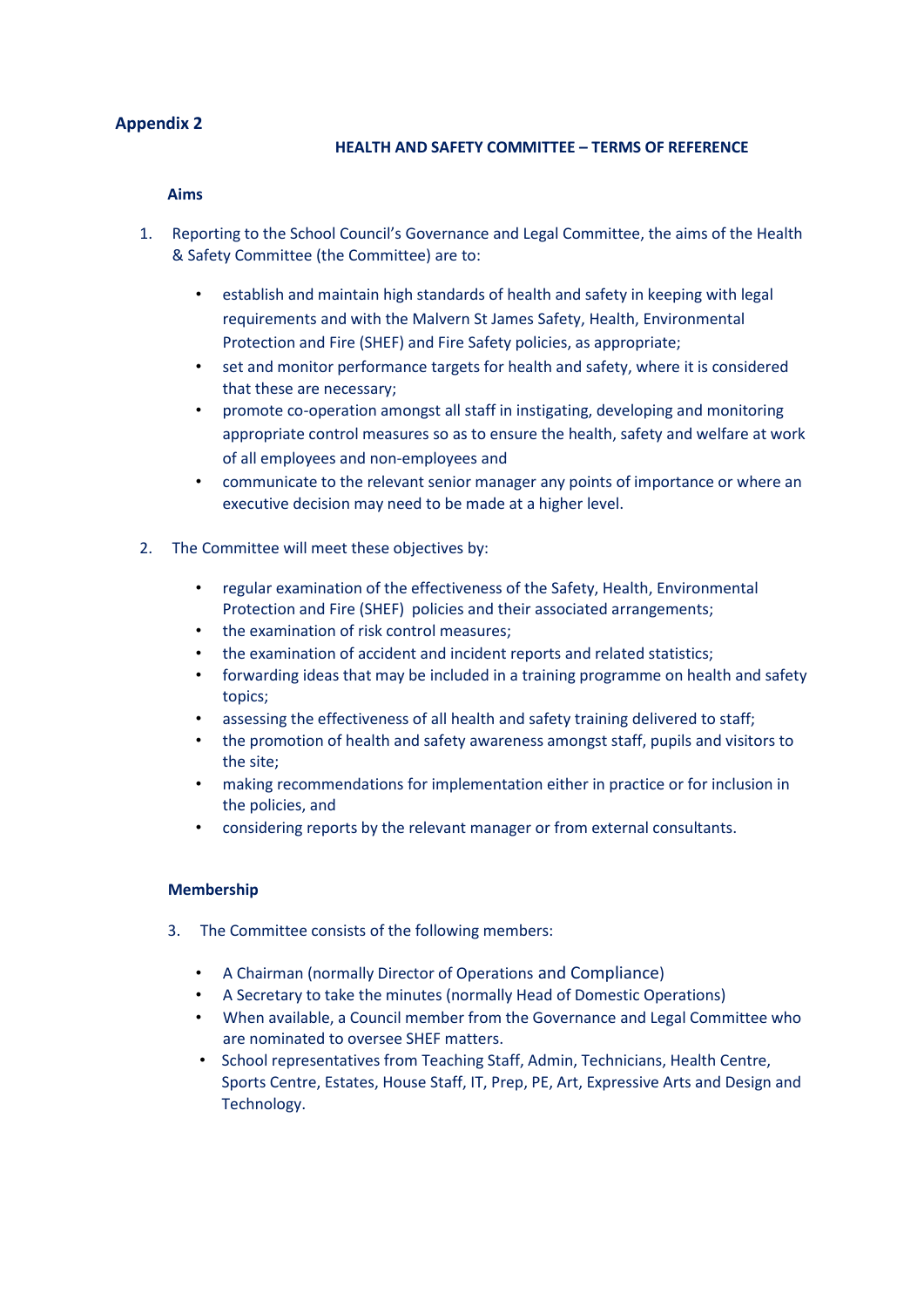## Appendix 2

### HEALTH AND SAFETY COMMITTEE – TERMS OF REFERENCE

**Aims**

1. Reporting to the School Council's Governance and Legal Committee, the aims of the Health & Safety Committee (the Committee) are to:

   - establish and maintain high standards of health and safety in keeping with legal requirements and with the Malvern St James Safety, Health, Environmental Protection and Fire (SHEF) and Fire Safety policies, as appropriate;
   - set and monitor performance targets for health and safety, where it is considered that these are necessary;
   - promote co-operation amongst all staff in instigating, developing and monitoring appropriate control measures so as to ensure the health, safety and welfare at work of all employees and non-employees and
   - communicate to the relevant senior manager any points of importance or where an executive decision may need to be made at a higher level.

2. The Committee will meet these objectives by:

   - regular examination of the effectiveness of the Safety, Health, Environmental Protection and Fire (SHEF) policies and their associated arrangements;
   - the examination of risk control measures;
   - the examination of accident and incident reports and related statistics;
   - forwarding ideas that may be included in a training programme on health and safety topics;
   - assessing the effectiveness of all health and safety training delivered to staff;
   - the promotion of health and safety awareness amongst staff, pupils and visitors to the site;
   - making recommendations for implementation either in practice or for inclusion in the policies, and
   - considering reports by the relevant manager or from external consultants.

**Membership**

3. The Committee consists of the following members:

   - A Chairman (normally Director of Operations and Compliance)
   - A Secretary to take the minutes (normally Head of Domestic Operations)
   - When available, a Council member from the Governance and Legal Committee who are nominated to oversee SHEF matters.
   - School representatives from Teaching Staff, Admin, Technicians, Health Centre, Sports Centre, Estates, House Staff, IT, Prep, PE, Art, Expressive Arts and Design and Technology.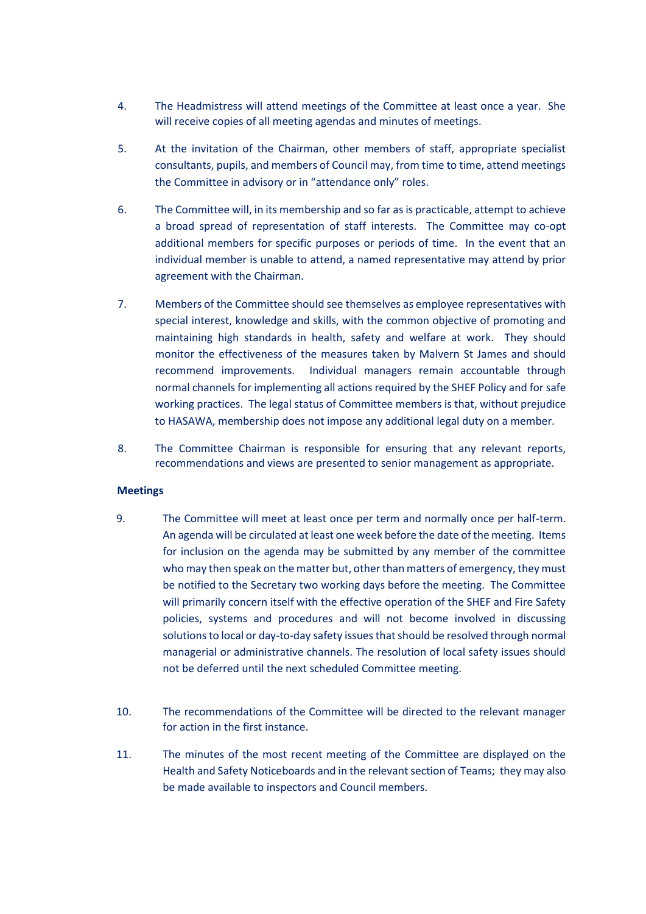4. The Headmistress will attend meetings of the Committee at least once a year. She will receive copies of all meeting agendas and minutes of meetings.

5. At the invitation of the Chairman, other members of staff, appropriate specialist consultants, pupils, and members of Council may, from time to time, attend meetings the Committee in advisory or in "attendance only" roles.

6. The Committee will, in its membership and so far as is practicable, attempt to achieve a broad spread of representation of staff interests. The Committee may co-opt additional members for specific purposes or periods of time. In the event that an individual member is unable to attend, a named representative may attend by prior agreement with the Chairman.

7. Members of the Committee should see themselves as employee representatives with special interest, knowledge and skills, with the common objective of promoting and maintaining high standards in health, safety and welfare at work. They should monitor the effectiveness of the measures taken by Malvern St James and should recommend improvements. Individual managers remain accountable through normal channels for implementing all actions required by the SHEF Policy and for safe working practices. The legal status of Committee members is that, without prejudice to HASAWA, membership does not impose any additional legal duty on a member.

8. The Committee Chairman is responsible for ensuring that any relevant reports, recommendations and views are presented to senior management as appropriate.

**Meetings**

9. The Committee will meet at least once per term and normally once per half-term. An agenda will be circulated at least one week before the date of the meeting. Items for inclusion on the agenda may be submitted by any member of the committee who may then speak on the matter but, other than matters of emergency, they must be notified to the Secretary two working days before the meeting. The Committee will primarily concern itself with the effective operation of the SHEF and Fire Safety policies, systems and procedures and will not become involved in discussing solutions to local or day-to-day safety issues that should be resolved through normal managerial or administrative channels. The resolution of local safety issues should not be deferred until the next scheduled Committee meeting.

10. The recommendations of the Committee will be directed to the relevant manager for action in the first instance.

11. The minutes of the most recent meeting of the Committee are displayed on the Health and Safety Noticeboards and in the relevant section of Teams; they may also be made available to inspectors and Council members.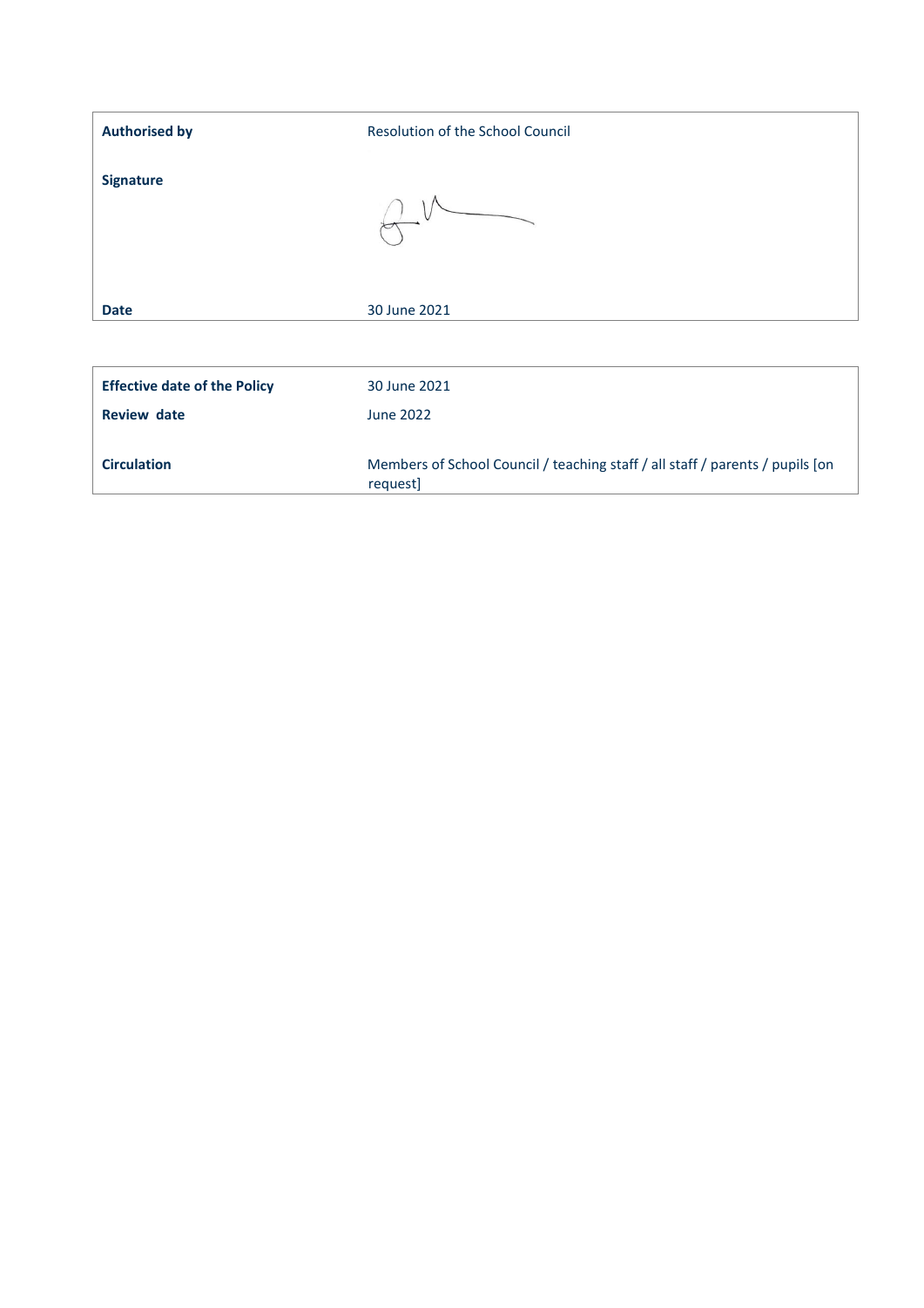| | |
|---|---|
| **Authorised by** | Resolution of the School Council |
| **Signature** | |
| **Date** | 30 June 2021 |

| | |
|---|---|
| **Effective date of the Policy** | 30 June 2021 |
| **Review date** | June 2022 |
| **Circulation** | Members of School Council / teaching staff / all staff / parents / pupils [on request] |